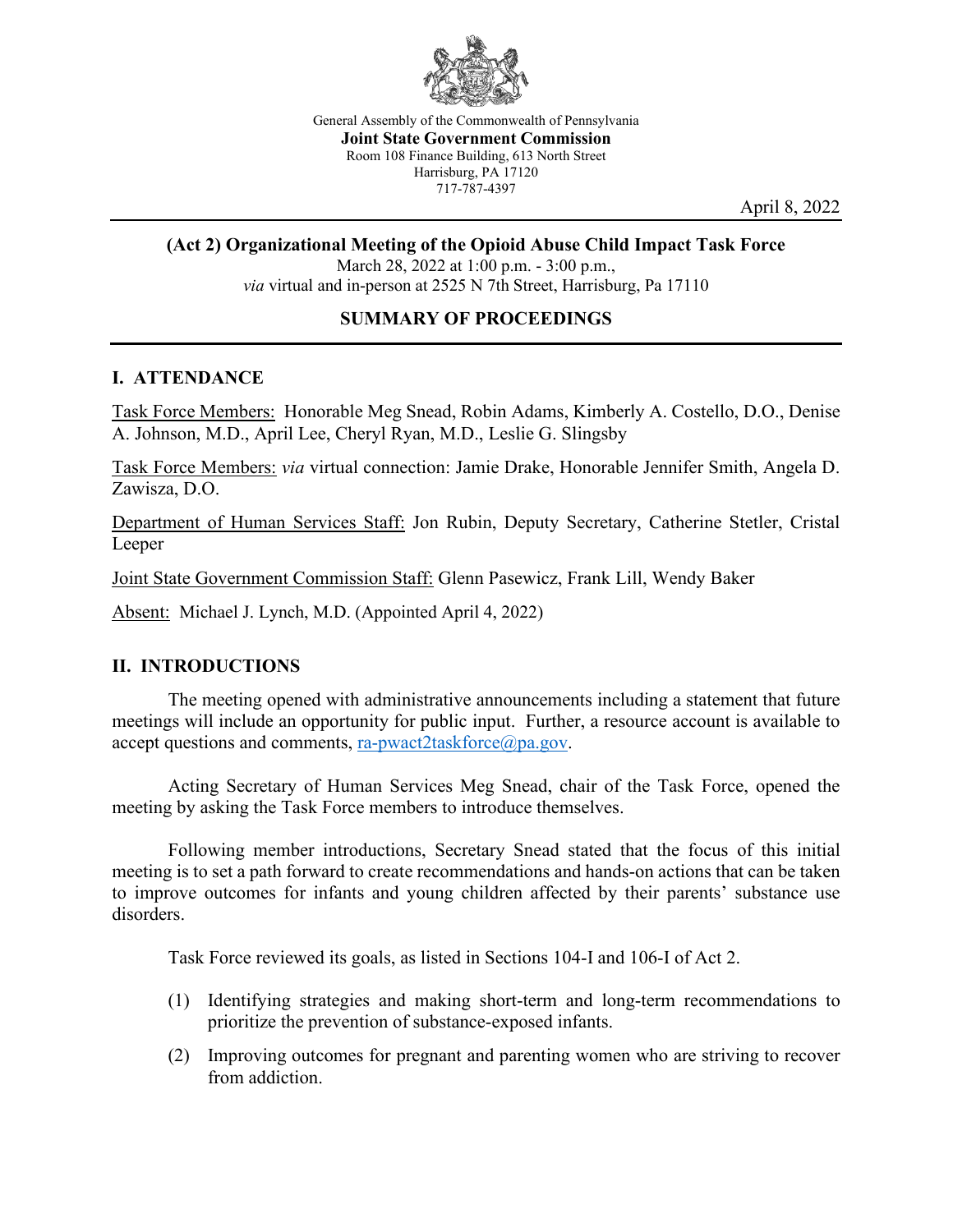General Assembly of the Commonwealth of Pennsylvania
**Joint State Government Commission**
Room 108 Finance Building, 613 North Street
Harrisburg, PA 17120
717-787-4397

April 8, 2022

**(Act 2) Organizational Meeting of the Opioid Abuse Child Impact Task Force**
March 28, 2022 at 1:00 p.m. - 3:00 p.m.,
*via* virtual and in-person at 2525 N 7th Street, Harrisburg, Pa 17110

## SUMMARY OF PROCEEDINGS

## I. ATTENDANCE

Task Force Members: Honorable Meg Snead, Robin Adams, Kimberly A. Costello, D.O., Denise A. Johnson, M.D., April Lee, Cheryl Ryan, M.D., Leslie G. Slingsby

Task Force Members: *via* virtual connection: Jamie Drake, Honorable Jennifer Smith, Angela D. Zawisza, D.O.

Department of Human Services Staff: Jon Rubin, Deputy Secretary, Catherine Stetler, Cristal Leeper

Joint State Government Commission Staff: Glenn Pasewicz, Frank Lill, Wendy Baker

Absent: Michael J. Lynch, M.D. (Appointed April 4, 2022)

## II. INTRODUCTIONS

The meeting opened with administrative announcements including a statement that future meetings will include an opportunity for public input. Further, a resource account is available to accept questions and comments, ra-pwact2taskforce@pa.gov.

Acting Secretary of Human Services Meg Snead, chair of the Task Force, opened the meeting by asking the Task Force members to introduce themselves.

Following member introductions, Secretary Snead stated that the focus of this initial meeting is to set a path forward to create recommendations and hands-on actions that can be taken to improve outcomes for infants and young children affected by their parents' substance use disorders.

Task Force reviewed its goals, as listed in Sections 104-I and 106-I of Act 2.

(1) Identifying strategies and making short-term and long-term recommendations to prioritize the prevention of substance-exposed infants.

(2) Improving outcomes for pregnant and parenting women who are striving to recover from addiction.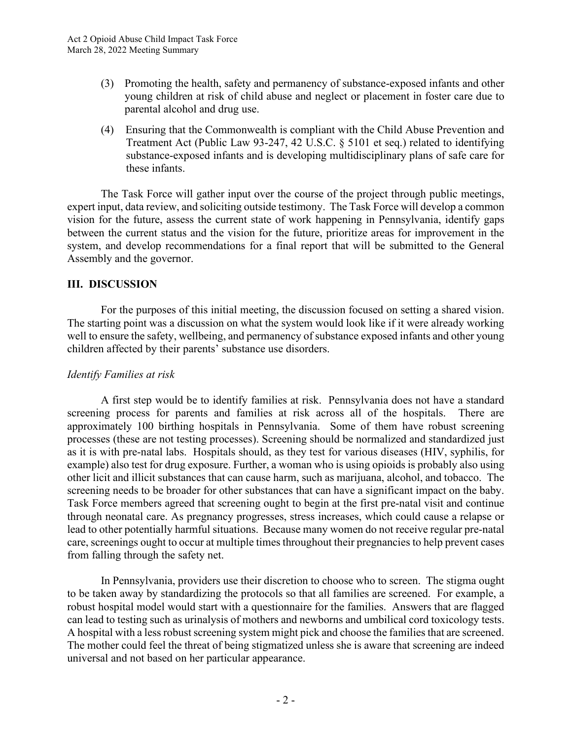(3) Promoting the health, safety and permanency of substance-exposed infants and other young children at risk of child abuse and neglect or placement in foster care due to parental alcohol and drug use.

(4) Ensuring that the Commonwealth is compliant with the Child Abuse Prevention and Treatment Act (Public Law 93-247, 42 U.S.C. § 5101 et seq.) related to identifying substance-exposed infants and is developing multidisciplinary plans of safe care for these infants.

The Task Force will gather input over the course of the project through public meetings, expert input, data review, and soliciting outside testimony. The Task Force will develop a common vision for the future, assess the current state of work happening in Pennsylvania, identify gaps between the current status and the vision for the future, prioritize areas for improvement in the system, and develop recommendations for a final report that will be submitted to the General Assembly and the governor.

## III. DISCUSSION

For the purposes of this initial meeting, the discussion focused on setting a shared vision. The starting point was a discussion on what the system would look like if it were already working well to ensure the safety, wellbeing, and permanency of substance exposed infants and other young children affected by their parents' substance use disorders.

*Identify Families at risk*

A first step would be to identify families at risk. Pennsylvania does not have a standard screening process for parents and families at risk across all of the hospitals. There are approximately 100 birthing hospitals in Pennsylvania. Some of them have robust screening processes (these are not testing processes). Screening should be normalized and standardized just as it is with pre-natal labs. Hospitals should, as they test for various diseases (HIV, syphilis, for example) also test for drug exposure. Further, a woman who is using opioids is probably also using other licit and illicit substances that can cause harm, such as marijuana, alcohol, and tobacco. The screening needs to be broader for other substances that can have a significant impact on the baby. Task Force members agreed that screening ought to begin at the first pre-natal visit and continue through neonatal care. As pregnancy progresses, stress increases, which could cause a relapse or lead to other potentially harmful situations. Because many women do not receive regular pre-natal care, screenings ought to occur at multiple times throughout their pregnancies to help prevent cases from falling through the safety net.

In Pennsylvania, providers use their discretion to choose who to screen. The stigma ought to be taken away by standardizing the protocols so that all families are screened. For example, a robust hospital model would start with a questionnaire for the families. Answers that are flagged can lead to testing such as urinalysis of mothers and newborns and umbilical cord toxicology tests. A hospital with a less robust screening system might pick and choose the families that are screened. The mother could feel the threat of being stigmatized unless she is aware that screening are indeed universal and not based on her particular appearance.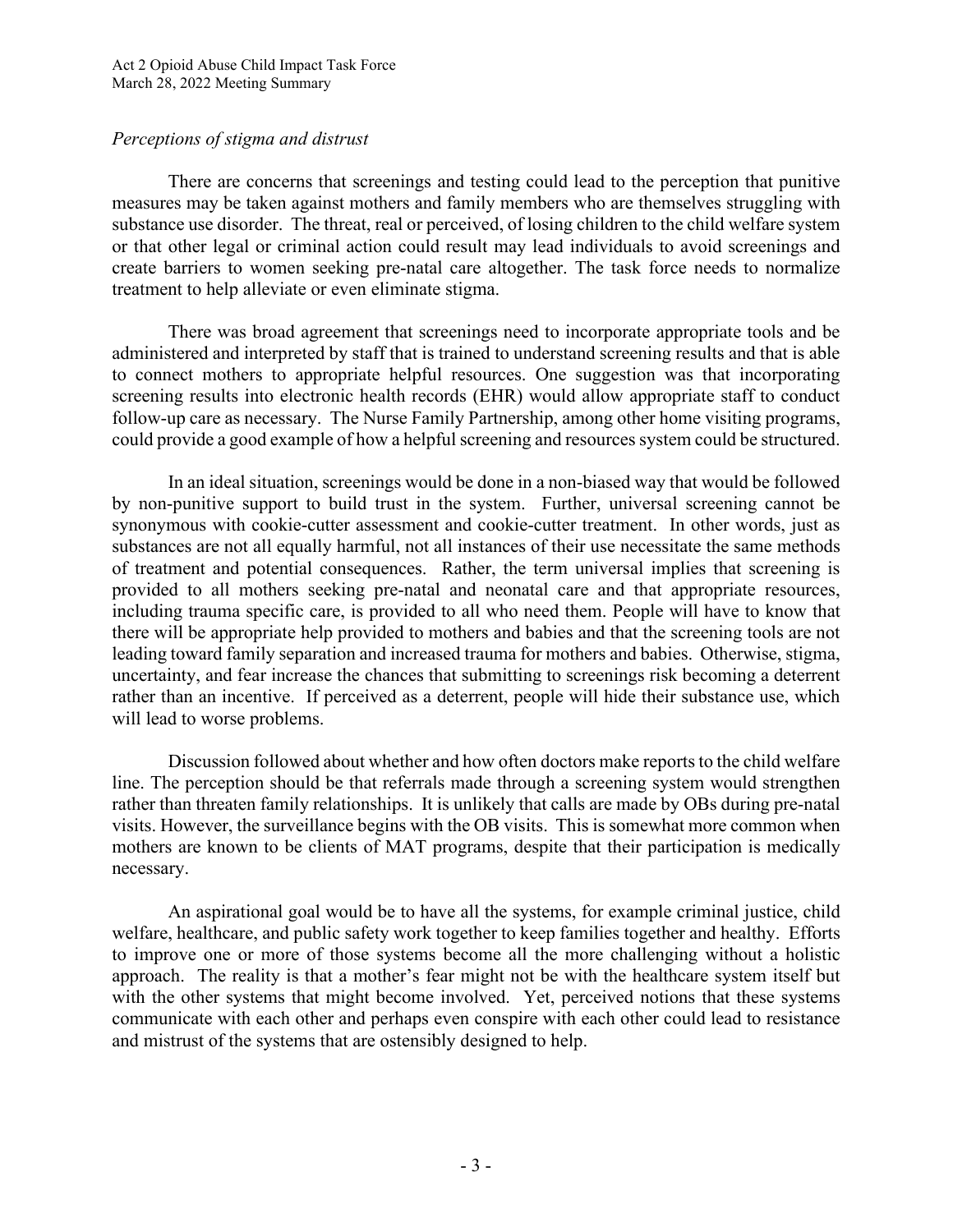*Perceptions of stigma and distrust*

There are concerns that screenings and testing could lead to the perception that punitive measures may be taken against mothers and family members who are themselves struggling with substance use disorder. The threat, real or perceived, of losing children to the child welfare system or that other legal or criminal action could result may lead individuals to avoid screenings and create barriers to women seeking pre-natal care altogether. The task force needs to normalize treatment to help alleviate or even eliminate stigma.

There was broad agreement that screenings need to incorporate appropriate tools and be administered and interpreted by staff that is trained to understand screening results and that is able to connect mothers to appropriate helpful resources. One suggestion was that incorporating screening results into electronic health records (EHR) would allow appropriate staff to conduct follow-up care as necessary. The Nurse Family Partnership, among other home visiting programs, could provide a good example of how a helpful screening and resources system could be structured.

In an ideal situation, screenings would be done in a non-biased way that would be followed by non-punitive support to build trust in the system. Further, universal screening cannot be synonymous with cookie-cutter assessment and cookie-cutter treatment. In other words, just as substances are not all equally harmful, not all instances of their use necessitate the same methods of treatment and potential consequences. Rather, the term universal implies that screening is provided to all mothers seeking pre-natal and neonatal care and that appropriate resources, including trauma specific care, is provided to all who need them. People will have to know that there will be appropriate help provided to mothers and babies and that the screening tools are not leading toward family separation and increased trauma for mothers and babies. Otherwise, stigma, uncertainty, and fear increase the chances that submitting to screenings risk becoming a deterrent rather than an incentive. If perceived as a deterrent, people will hide their substance use, which will lead to worse problems.

Discussion followed about whether and how often doctors make reports to the child welfare line. The perception should be that referrals made through a screening system would strengthen rather than threaten family relationships. It is unlikely that calls are made by OBs during pre-natal visits. However, the surveillance begins with the OB visits. This is somewhat more common when mothers are known to be clients of MAT programs, despite that their participation is medically necessary.

An aspirational goal would be to have all the systems, for example criminal justice, child welfare, healthcare, and public safety work together to keep families together and healthy. Efforts to improve one or more of those systems become all the more challenging without a holistic approach. The reality is that a mother's fear might not be with the healthcare system itself but with the other systems that might become involved. Yet, perceived notions that these systems communicate with each other and perhaps even conspire with each other could lead to resistance and mistrust of the systems that are ostensibly designed to help.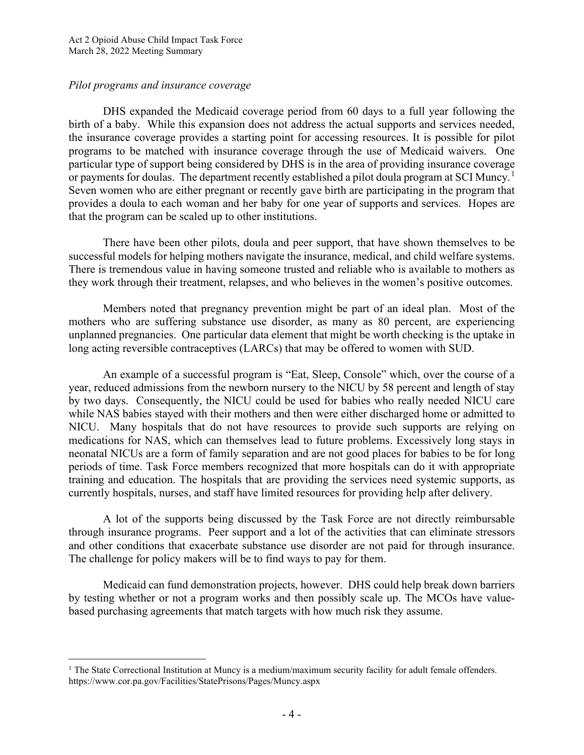*Pilot programs and insurance coverage*

DHS expanded the Medicaid coverage period from 60 days to a full year following the birth of a baby. While this expansion does not address the actual supports and services needed, the insurance coverage provides a starting point for accessing resources. It is possible for pilot programs to be matched with insurance coverage through the use of Medicaid waivers. One particular type of support being considered by DHS is in the area of providing insurance coverage or payments for doulas. The department recently established a pilot doula program at SCI Muncy.[1] Seven women who are either pregnant or recently gave birth are participating in the program that provides a doula to each woman and her baby for one year of supports and services. Hopes are that the program can be scaled up to other institutions.

There have been other pilots, doula and peer support, that have shown themselves to be successful models for helping mothers navigate the insurance, medical, and child welfare systems. There is tremendous value in having someone trusted and reliable who is available to mothers as they work through their treatment, relapses, and who believes in the women's positive outcomes.

Members noted that pregnancy prevention might be part of an ideal plan. Most of the mothers who are suffering substance use disorder, as many as 80 percent, are experiencing unplanned pregnancies. One particular data element that might be worth checking is the uptake in long acting reversible contraceptives (LARCs) that may be offered to women with SUD.

An example of a successful program is "Eat, Sleep, Console" which, over the course of a year, reduced admissions from the newborn nursery to the NICU by 58 percent and length of stay by two days. Consequently, the NICU could be used for babies who really needed NICU care while NAS babies stayed with their mothers and then were either discharged home or admitted to NICU. Many hospitals that do not have resources to provide such supports are relying on medications for NAS, which can themselves lead to future problems. Excessively long stays in neonatal NICUs are a form of family separation and are not good places for babies to be for long periods of time. Task Force members recognized that more hospitals can do it with appropriate training and education. The hospitals that are providing the services need systemic supports, as currently hospitals, nurses, and staff have limited resources for providing help after delivery.

A lot of the supports being discussed by the Task Force are not directly reimbursable through insurance programs. Peer support and a lot of the activities that can eliminate stressors and other conditions that exacerbate substance use disorder are not paid for through insurance. The challenge for policy makers will be to find ways to pay for them.

Medicaid can fund demonstration projects, however. DHS could help break down barriers by testing whether or not a program works and then possibly scale up. The MCOs have value-based purchasing agreements that match targets with how much risk they assume.

---

[1] The State Correctional Institution at Muncy is a medium/maximum security facility for adult female offenders. https://www.cor.pa.gov/Facilities/StatePrisons/Pages/Muncy.aspx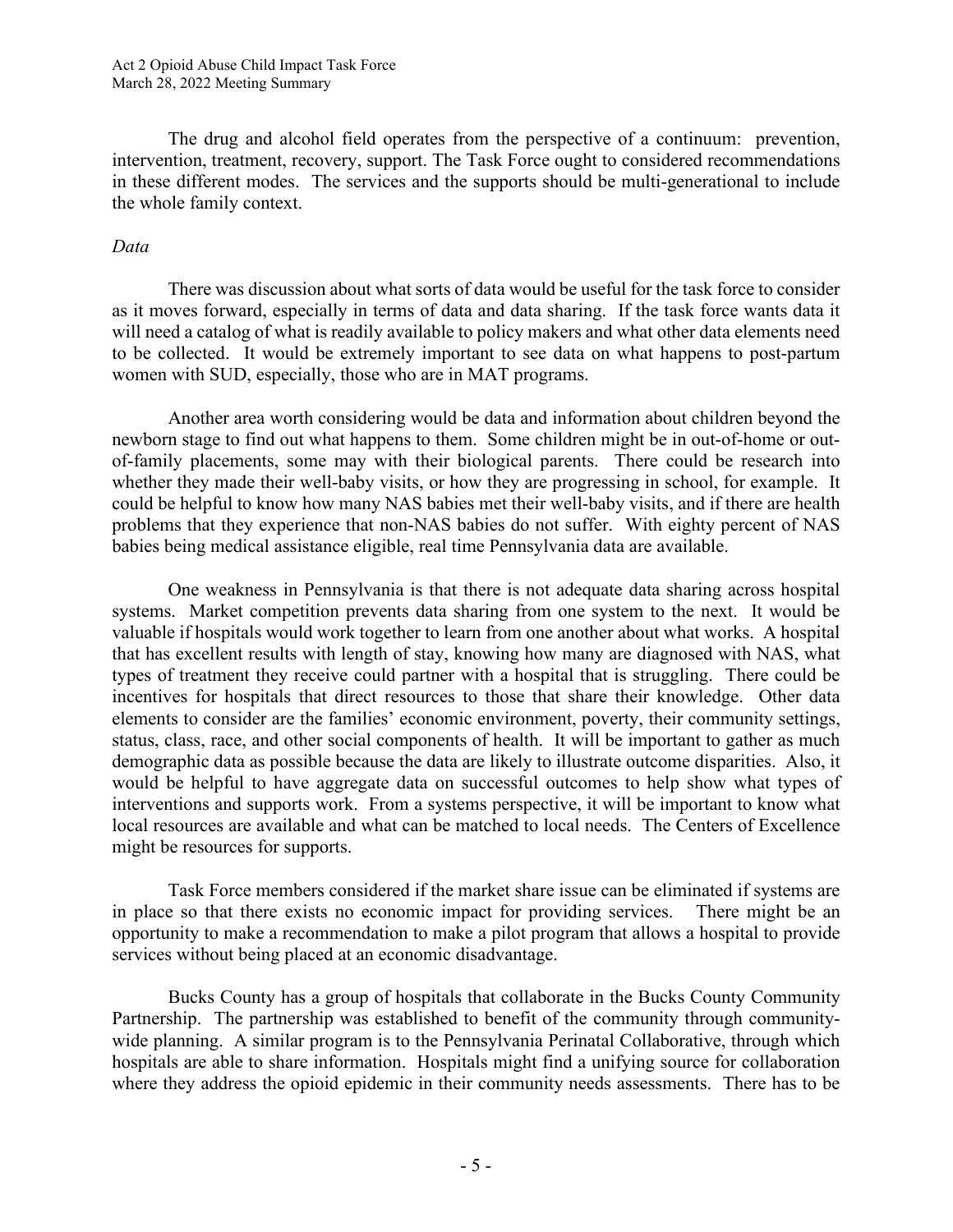The drug and alcohol field operates from the perspective of a continuum: prevention, intervention, treatment, recovery, support. The Task Force ought to considered recommendations in these different modes. The services and the supports should be multi-generational to include the whole family context.

*Data*

There was discussion about what sorts of data would be useful for the task force to consider as it moves forward, especially in terms of data and data sharing. If the task force wants data it will need a catalog of what is readily available to policy makers and what other data elements need to be collected. It would be extremely important to see data on what happens to post-partum women with SUD, especially, those who are in MAT programs.

Another area worth considering would be data and information about children beyond the newborn stage to find out what happens to them. Some children might be in out-of-home or out-of-family placements, some may with their biological parents. There could be research into whether they made their well-baby visits, or how they are progressing in school, for example. It could be helpful to know how many NAS babies met their well-baby visits, and if there are health problems that they experience that non-NAS babies do not suffer. With eighty percent of NAS babies being medical assistance eligible, real time Pennsylvania data are available.

One weakness in Pennsylvania is that there is not adequate data sharing across hospital systems. Market competition prevents data sharing from one system to the next. It would be valuable if hospitals would work together to learn from one another about what works. A hospital that has excellent results with length of stay, knowing how many are diagnosed with NAS, what types of treatment they receive could partner with a hospital that is struggling. There could be incentives for hospitals that direct resources to those that share their knowledge. Other data elements to consider are the families' economic environment, poverty, their community settings, status, class, race, and other social components of health. It will be important to gather as much demographic data as possible because the data are likely to illustrate outcome disparities. Also, it would be helpful to have aggregate data on successful outcomes to help show what types of interventions and supports work. From a systems perspective, it will be important to know what local resources are available and what can be matched to local needs. The Centers of Excellence might be resources for supports.

Task Force members considered if the market share issue can be eliminated if systems are in place so that there exists no economic impact for providing services. There might be an opportunity to make a recommendation to make a pilot program that allows a hospital to provide services without being placed at an economic disadvantage.

Bucks County has a group of hospitals that collaborate in the Bucks County Community Partnership. The partnership was established to benefit of the community through community-wide planning. A similar program is to the Pennsylvania Perinatal Collaborative, through which hospitals are able to share information. Hospitals might find a unifying source for collaboration where they address the opioid epidemic in their community needs assessments. There has to be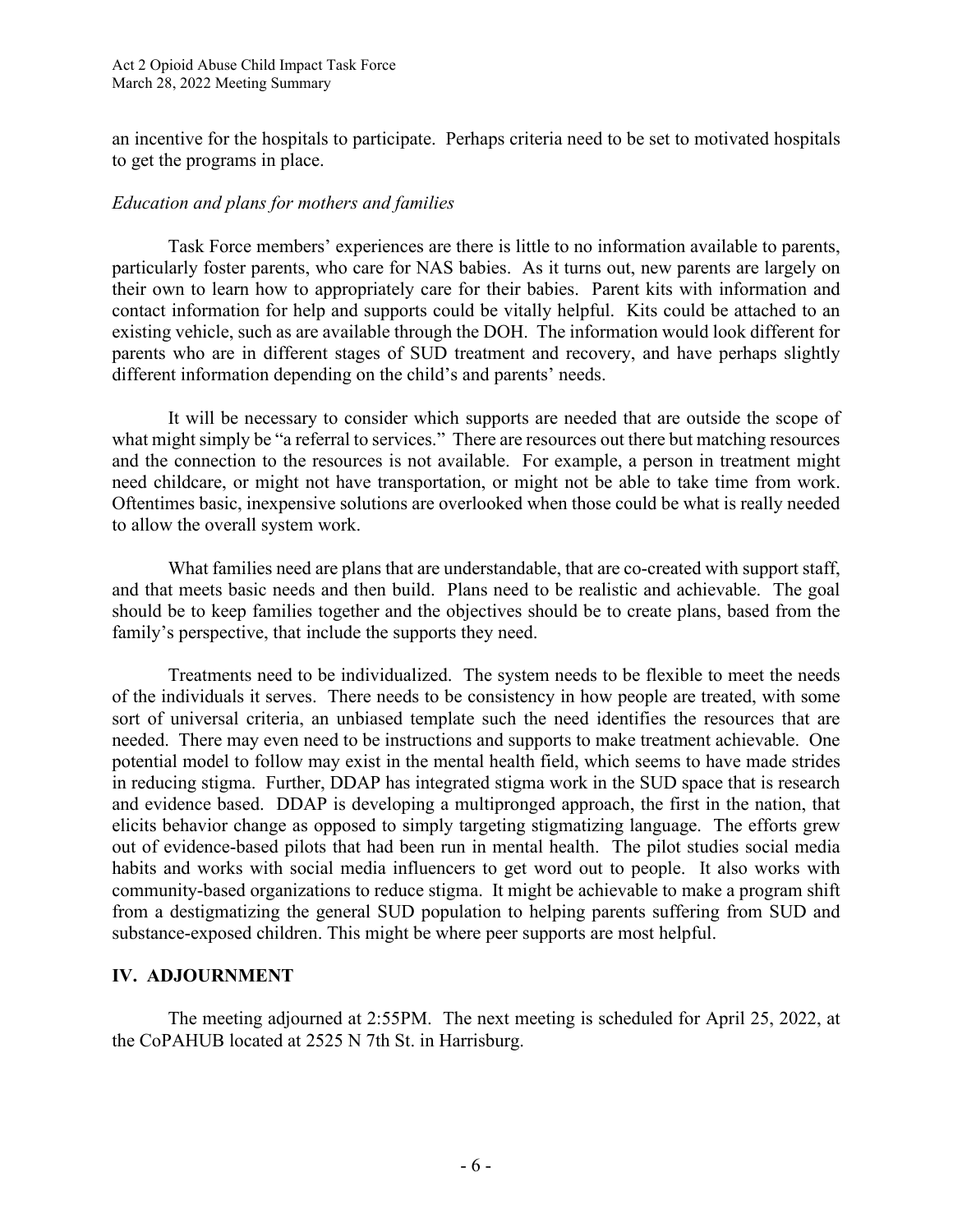an incentive for the hospitals to participate. Perhaps criteria need to be set to motivated hospitals to get the programs in place.

*Education and plans for mothers and families*

Task Force members' experiences are there is little to no information available to parents, particularly foster parents, who care for NAS babies. As it turns out, new parents are largely on their own to learn how to appropriately care for their babies. Parent kits with information and contact information for help and supports could be vitally helpful. Kits could be attached to an existing vehicle, such as are available through the DOH. The information would look different for parents who are in different stages of SUD treatment and recovery, and have perhaps slightly different information depending on the child's and parents' needs.

It will be necessary to consider which supports are needed that are outside the scope of what might simply be "a referral to services." There are resources out there but matching resources and the connection to the resources is not available. For example, a person in treatment might need childcare, or might not have transportation, or might not be able to take time from work. Oftentimes basic, inexpensive solutions are overlooked when those could be what is really needed to allow the overall system work.

What families need are plans that are understandable, that are co-created with support staff, and that meets basic needs and then build. Plans need to be realistic and achievable. The goal should be to keep families together and the objectives should be to create plans, based from the family's perspective, that include the supports they need.

Treatments need to be individualized. The system needs to be flexible to meet the needs of the individuals it serves. There needs to be consistency in how people are treated, with some sort of universal criteria, an unbiased template such the need identifies the resources that are needed. There may even need to be instructions and supports to make treatment achievable. One potential model to follow may exist in the mental health field, which seems to have made strides in reducing stigma. Further, DDAP has integrated stigma work in the SUD space that is research and evidence based. DDAP is developing a multipronged approach, the first in the nation, that elicits behavior change as opposed to simply targeting stigmatizing language. The efforts grew out of evidence-based pilots that had been run in mental health. The pilot studies social media habits and works with social media influencers to get word out to people. It also works with community-based organizations to reduce stigma. It might be achievable to make a program shift from a destigmatizing the general SUD population to helping parents suffering from SUD and substance-exposed children. This might be where peer supports are most helpful.

## IV. ADJOURNMENT

The meeting adjourned at 2:55PM. The next meeting is scheduled for April 25, 2022, at the CoPAHUB located at 2525 N 7th St. in Harrisburg.